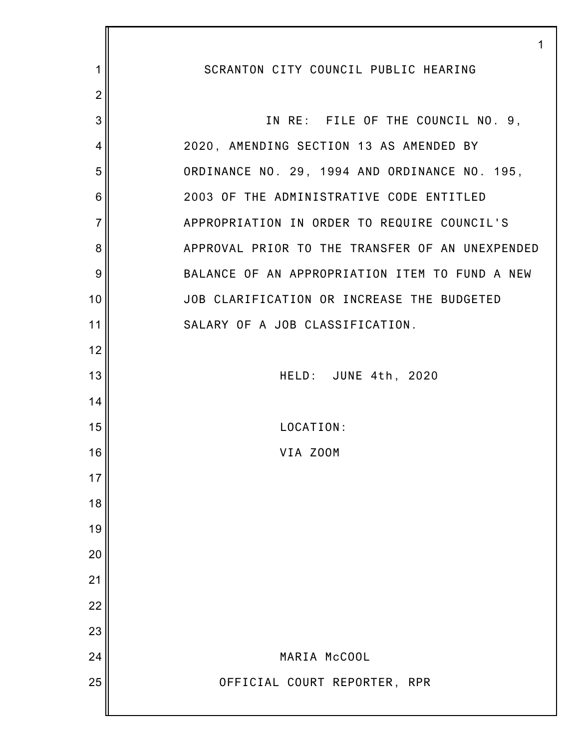# SCRANTON CITY COUNCIL PUBLIC HEARING

IN RE: FILE OF THE COUNCIL NO. 9, 2020, AMENDING SECTION 13 AS AMENDED BY ORDINANCE NO. 29, 1994 AND ORDINANCE NO. 195, 2003 OF THE ADMINISTRATIVE CODE ENTITLED APPROPRIATION IN ORDER TO REQUIRE COUNCIL'S APPROVAL PRIOR TO THE TRANSFER OF AN UNEXPENDED BALANCE OF AN APPROPRIATION ITEM TO FUND A NEW JOB CLARIFICATION OR INCREASE THE BUDGETED SALARY OF A JOB CLASSIFICATION.

HELD: JUNE 4th, 2020

LOCATION:
VIA ZOOM

MARIA McCOOL
OFFICIAL COURT REPORTER, RPR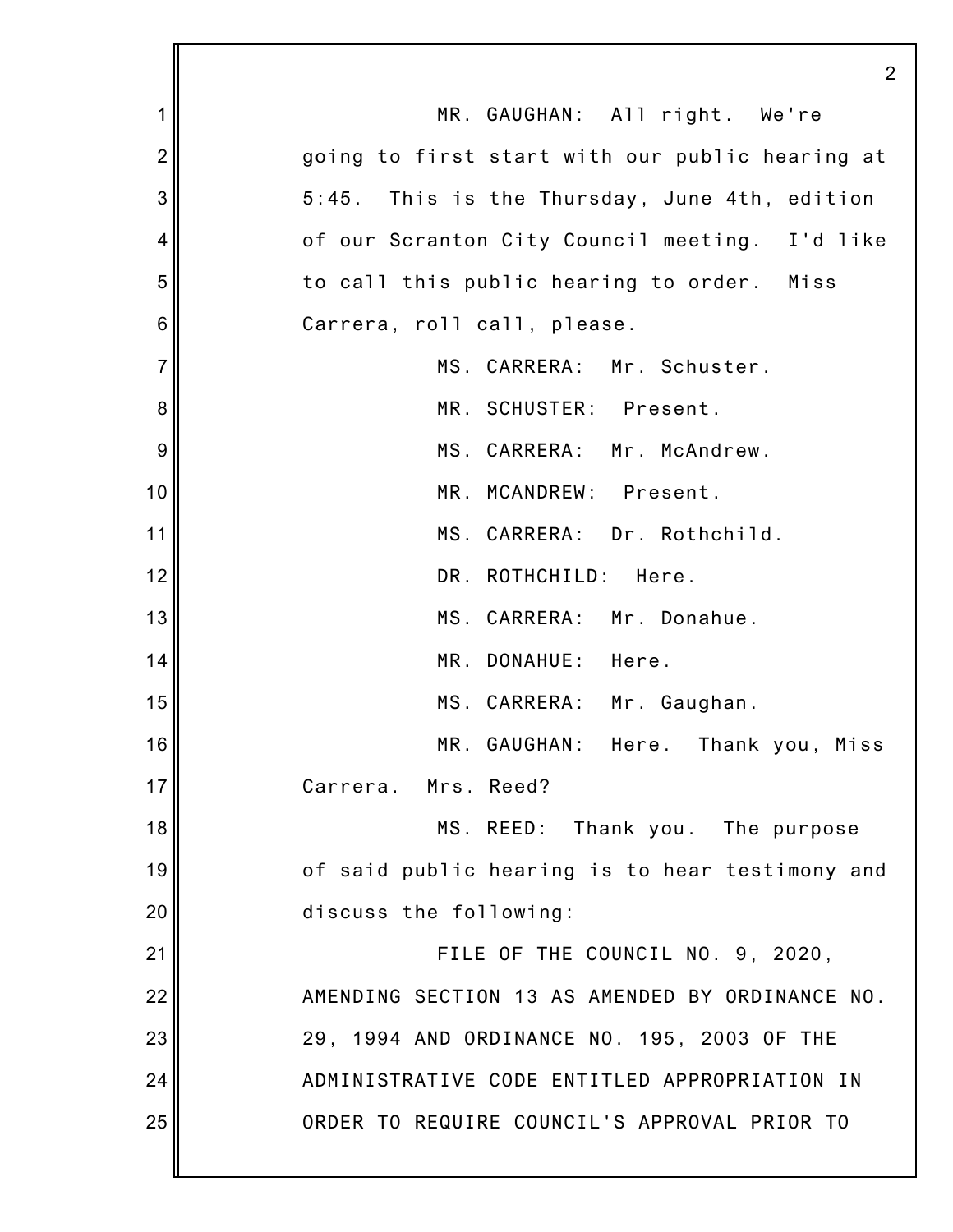MR. GAUGHAN: All right. We're going to first start with our public hearing at 5:45. This is the Thursday, June 4th, edition of our Scranton City Council meeting. I'd like to call this public hearing to order. Miss Carrera, roll call, please.

MS. CARRERA: Mr. Schuster.

MR. SCHUSTER: Present.

MS. CARRERA: Mr. McAndrew.

MR. MCANDREW: Present.

MS. CARRERA: Dr. Rothchild.

DR. ROTHCHILD: Here.

MS. CARRERA: Mr. Donahue.

MR. DONAHUE: Here.

MS. CARRERA: Mr. Gaughan.

MR. GAUGHAN: Here. Thank you, Miss Carrera. Mrs. Reed?

MS. REED: Thank you. The purpose of said public hearing is to hear testimony and discuss the following:

FILE OF THE COUNCIL NO. 9, 2020, AMENDING SECTION 13 AS AMENDED BY ORDINANCE NO. 29, 1994 AND ORDINANCE NO. 195, 2003 OF THE ADMINISTRATIVE CODE ENTITLED APPROPRIATION IN ORDER TO REQUIRE COUNCIL'S APPROVAL PRIOR TO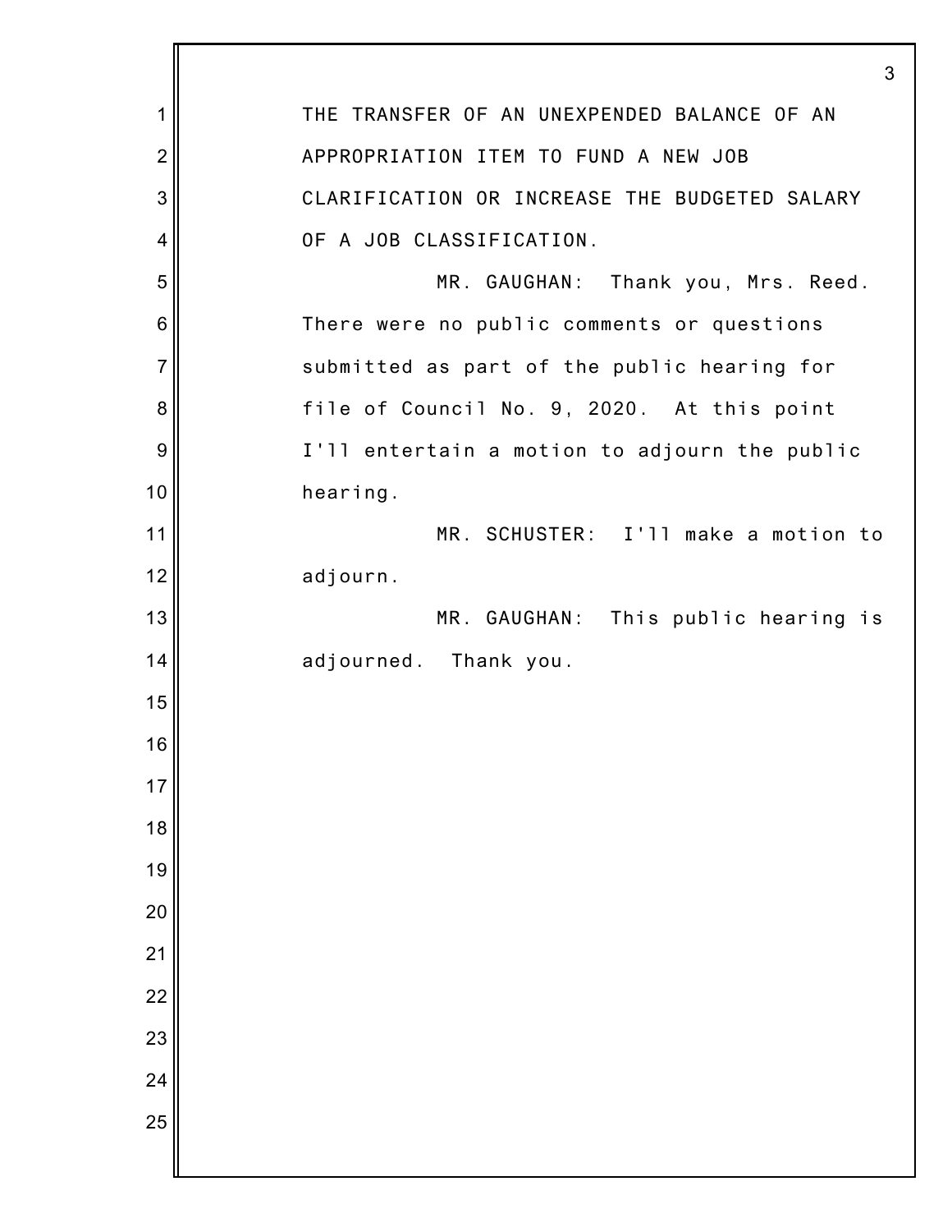THE TRANSFER OF AN UNEXPENDED BALANCE OF AN APPROPRIATION ITEM TO FUND A NEW JOB CLARIFICATION OR INCREASE THE BUDGETED SALARY OF A JOB CLASSIFICATION.

MR. GAUGHAN: Thank you, Mrs. Reed. There were no public comments or questions submitted as part of the public hearing for file of Council No. 9, 2020. At this point I'll entertain a motion to adjourn the public hearing.

MR. SCHUSTER: I'll make a motion to adjourn.

MR. GAUGHAN: This public hearing is adjourned. Thank you.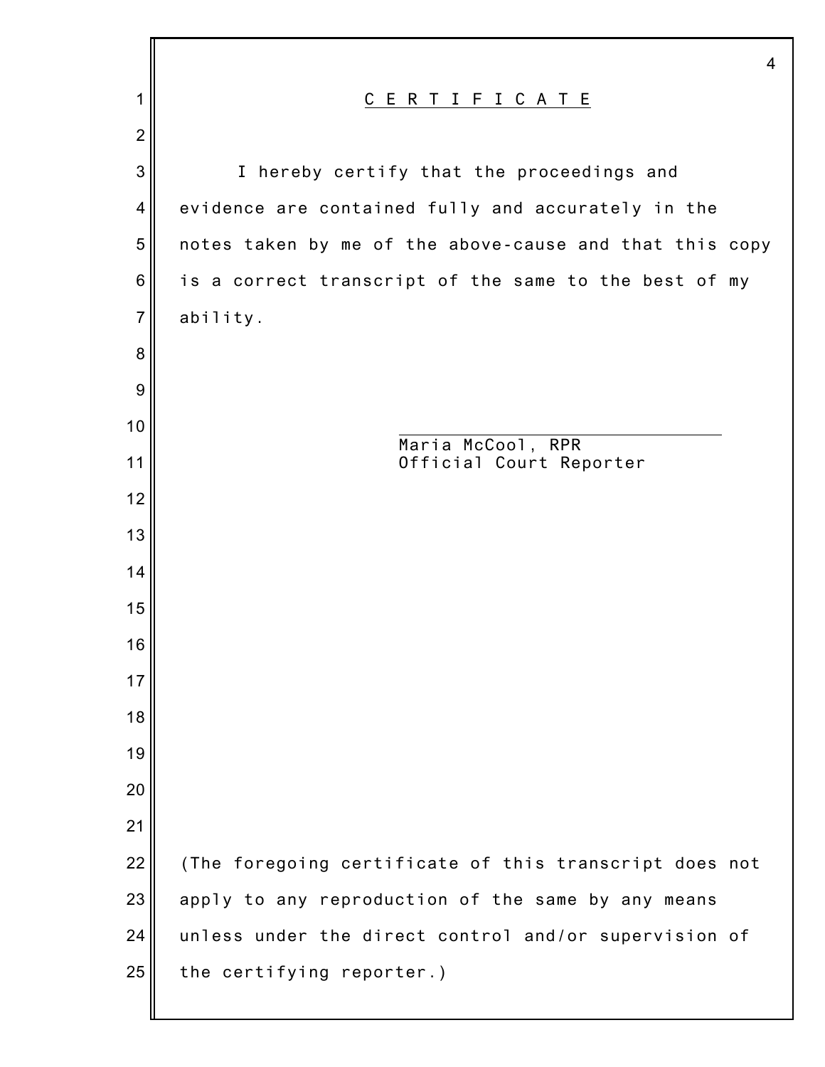# C E R T I F I C A T E

I hereby certify that the proceedings and evidence are contained fully and accurately in the notes taken by me of the above-cause and that this copy is a correct transcript of the same to the best of my ability.

Maria McCool, RPR
Official Court Reporter

(The foregoing certificate of this transcript does not apply to any reproduction of the same by any means unless under the direct control and/or supervision of the certifying reporter.)